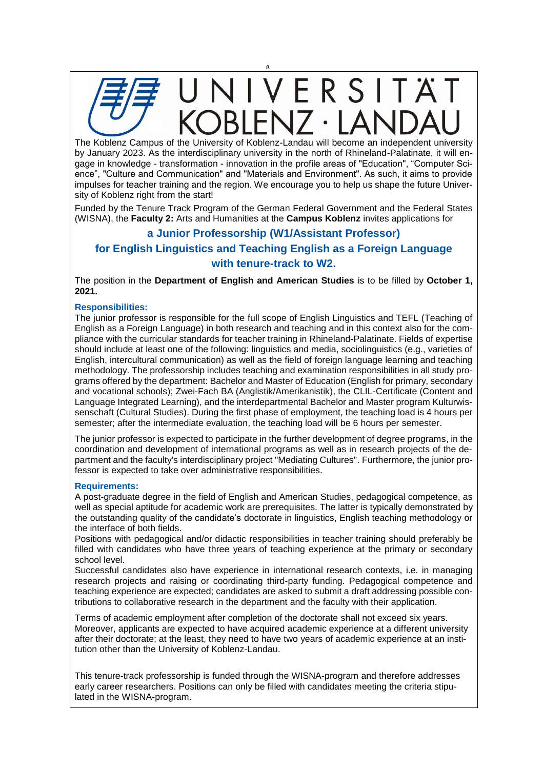ß

# UNIVERSITÄT KOBLENZ · LANDAU

The Koblenz Campus of the University of Koblenz-Landau will become an independent university by January 2023. As the interdisciplinary university in the north of Rhineland-Palatinate, it will engage in knowledge - transformation - innovation in the profile areas of "Education", "Computer Science", "Culture and Communication" and "Materials and Environment". As such, it aims to provide impulses for teacher training and the region. We encourage you to help us shape the future University of Koblenz right from the start!

Funded by the Tenure Track Program of the German Federal Government and the Federal States (WISNA), the **Faculty 2:** Arts and Humanities at the **Campus Koblenz** invites applications for

## a Junior Professorship (W1/Assistant Professor) for English Linguistics and Teaching English as a Foreign Language with tenure-track to W2.

The position in the **Department of English and American Studies** is to be filled by **October 1, 2021.**

### Responsibilities:

The junior professor is responsible for the full scope of English Linguistics and TEFL (Teaching of English as a Foreign Language) in both research and teaching and in this context also for the compliance with the curricular standards for teacher training in Rhineland-Palatinate. Fields of expertise should include at least one of the following: linguistics and media, sociolinguistics (e.g., varieties of English, intercultural communication) as well as the field of foreign language learning and teaching methodology. The professorship includes teaching and examination responsibilities in all study programs offered by the department: Bachelor and Master of Education (English for primary, secondary and vocational schools); Zwei-Fach BA (Anglistik/Amerikanistik), the CLIL-Certificate (Content and Language Integrated Learning), and the interdepartmental Bachelor and Master program Kulturwissenschaft (Cultural Studies). During the first phase of employment, the teaching load is 4 hours per semester; after the intermediate evaluation, the teaching load will be 6 hours per semester.

The junior professor is expected to participate in the further development of degree programs, in the coordination and development of international programs as well as in research projects of the department and the faculty's interdisciplinary project "Mediating Cultures". Furthermore, the junior professor is expected to take over administrative responsibilities.

### Requirements:

A post-graduate degree in the field of English and American Studies, pedagogical competence, as well as special aptitude for academic work are prerequisites. The latter is typically demonstrated by the outstanding quality of the candidate's doctorate in linguistics, English teaching methodology or the interface of both fields.

Positions with pedagogical and/or didactic responsibilities in teacher training should preferably be filled with candidates who have three years of teaching experience at the primary or secondary school level.

Successful candidates also have experience in international research contexts, i.e. in managing research projects and raising or coordinating third-party funding. Pedagogical competence and teaching experience are expected; candidates are asked to submit a draft addressing possible contributions to collaborative research in the department and the faculty with their application.

Terms of academic employment after completion of the doctorate shall not exceed six years. Moreover, applicants are expected to have acquired academic experience at a different university after their doctorate; at the least, they need to have two years of academic experience at an institution other than the University of Koblenz-Landau.

This tenure-track professorship is funded through the WISNA-program and therefore addresses early career researchers. Positions can only be filled with candidates meeting the criteria stipulated in the WISNA-program.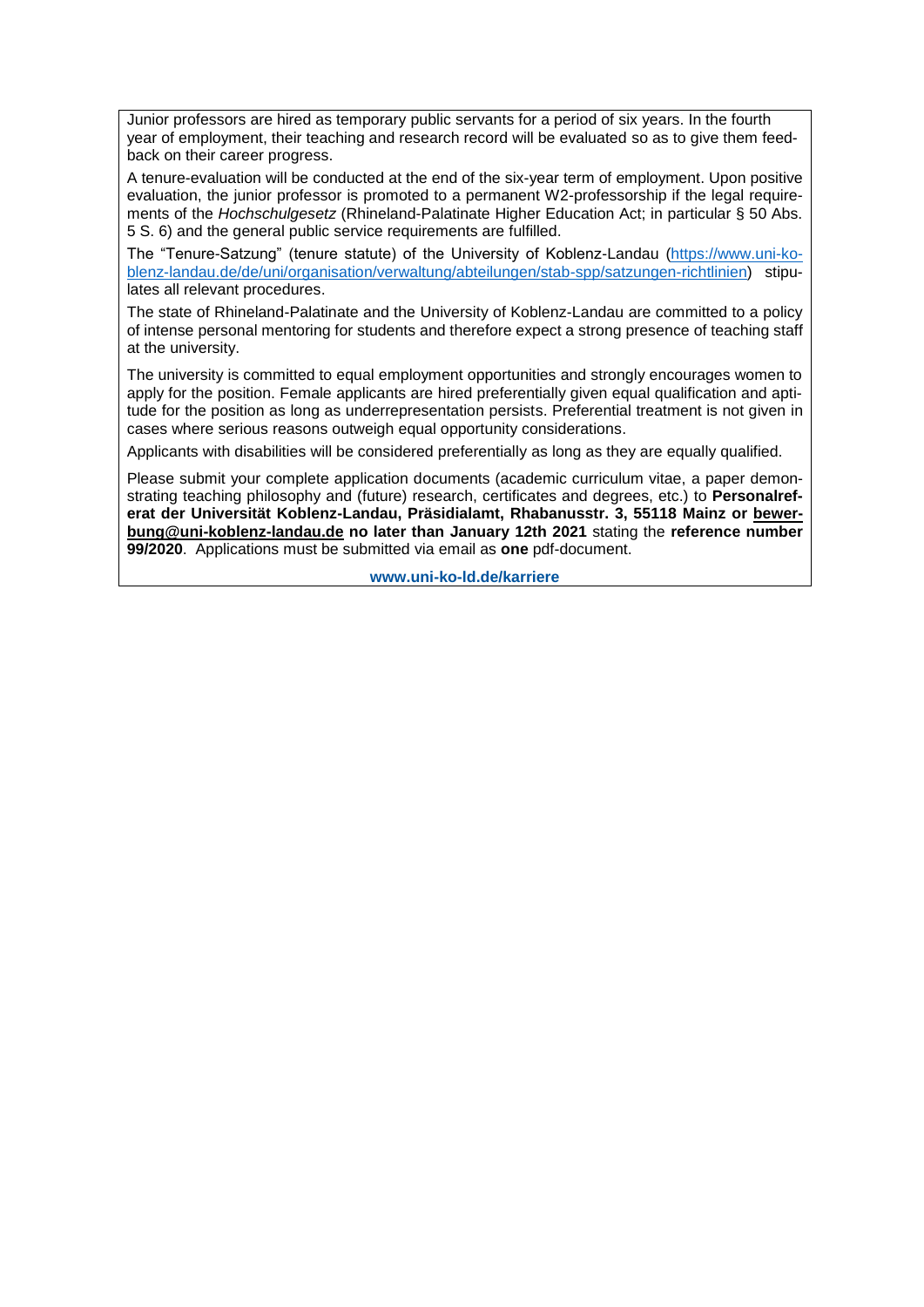Junior professors are hired as temporary public servants for a period of six years. In the fourth year of employment, their teaching and research record will be evaluated so as to give them feedback on their career progress.

A tenure-evaluation will be conducted at the end of the six-year term of employment. Upon positive evaluation, the junior professor is promoted to a permanent W2-professorship if the legal requirements of the *Hochschulgesetz* (Rhineland-Palatinate Higher Education Act; in particular § 50 Abs. 5 S. 6) and the general public service requirements are fulfilled.

The "Tenure-Satzung" (tenure statute) of the University of Koblenz-Landau (https://www.uni-koblenz-landau.de/de/uni/organisation/verwaltung/abteilungen/stab-spp/satzungen-richtlinien) stipulates all relevant procedures.

The state of Rhineland-Palatinate and the University of Koblenz-Landau are committed to a policy of intense personal mentoring for students and therefore expect a strong presence of teaching staff at the university.

The university is committed to equal employment opportunities and strongly encourages women to apply for the position. Female applicants are hired preferentially given equal qualification and aptitude for the position as long as underrepresentation persists. Preferential treatment is not given in cases where serious reasons outweigh equal opportunity considerations.

Applicants with disabilities will be considered preferentially as long as they are equally qualified.

Please submit your complete application documents (academic curriculum vitae, a paper demonstrating teaching philosophy and (future) research, certificates and degrees, etc.) to **Personalreferat der Universität Koblenz-Landau, Präsidialamt, Rhabanusstr. 3, 55118 Mainz or bewerbung@uni-koblenz-landau.de no later than January 12th 2021** stating the **reference number 99/2020**. Applications must be submitted via email as **one** pdf-document.

**www.uni-ko-ld.de/karriere**